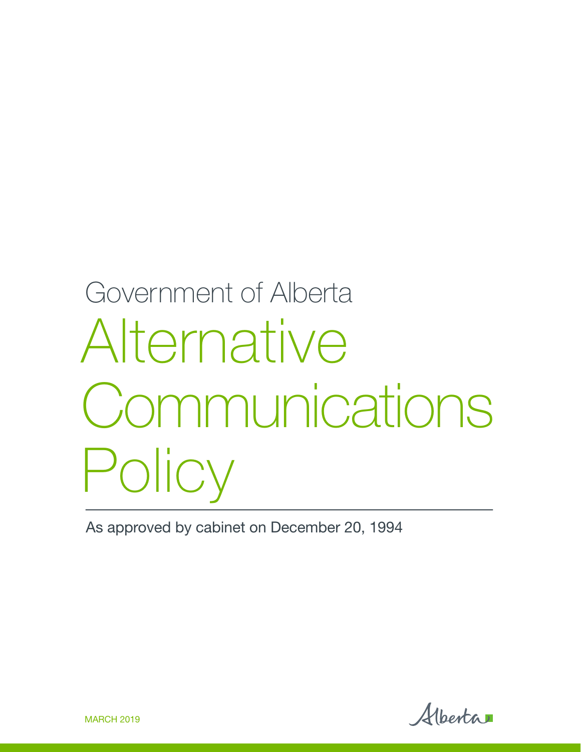Government of Alberta

# Alternative Communications Policy

As approved by cabinet on December 20, 1994

MARCH 2019

Alberta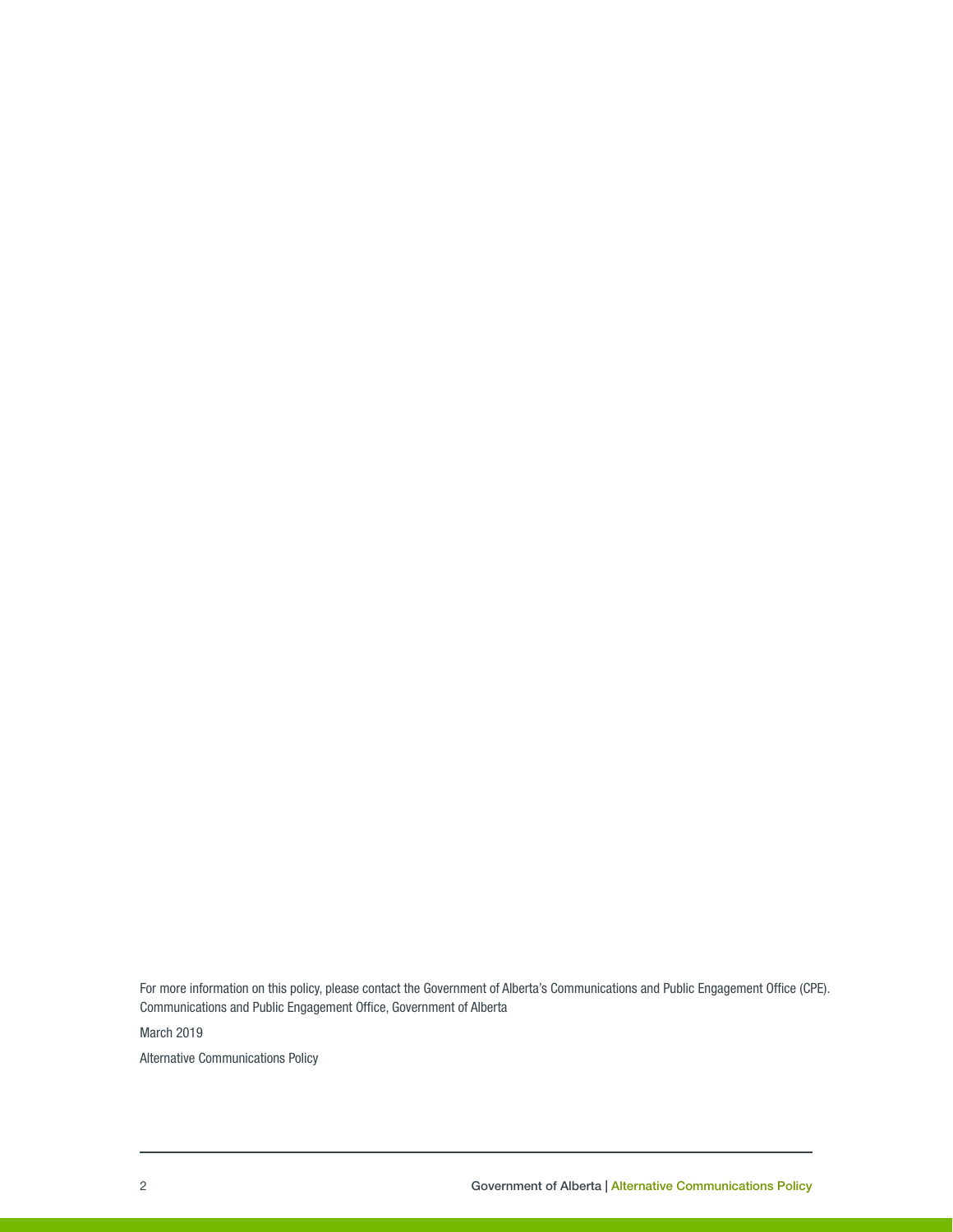For more information on this policy, please contact the Government of Alberta's Communications and Public Engagement Office (CPE).
Communications and Public Engagement Office, Government of Alberta

March 2019

Alternative Communications Policy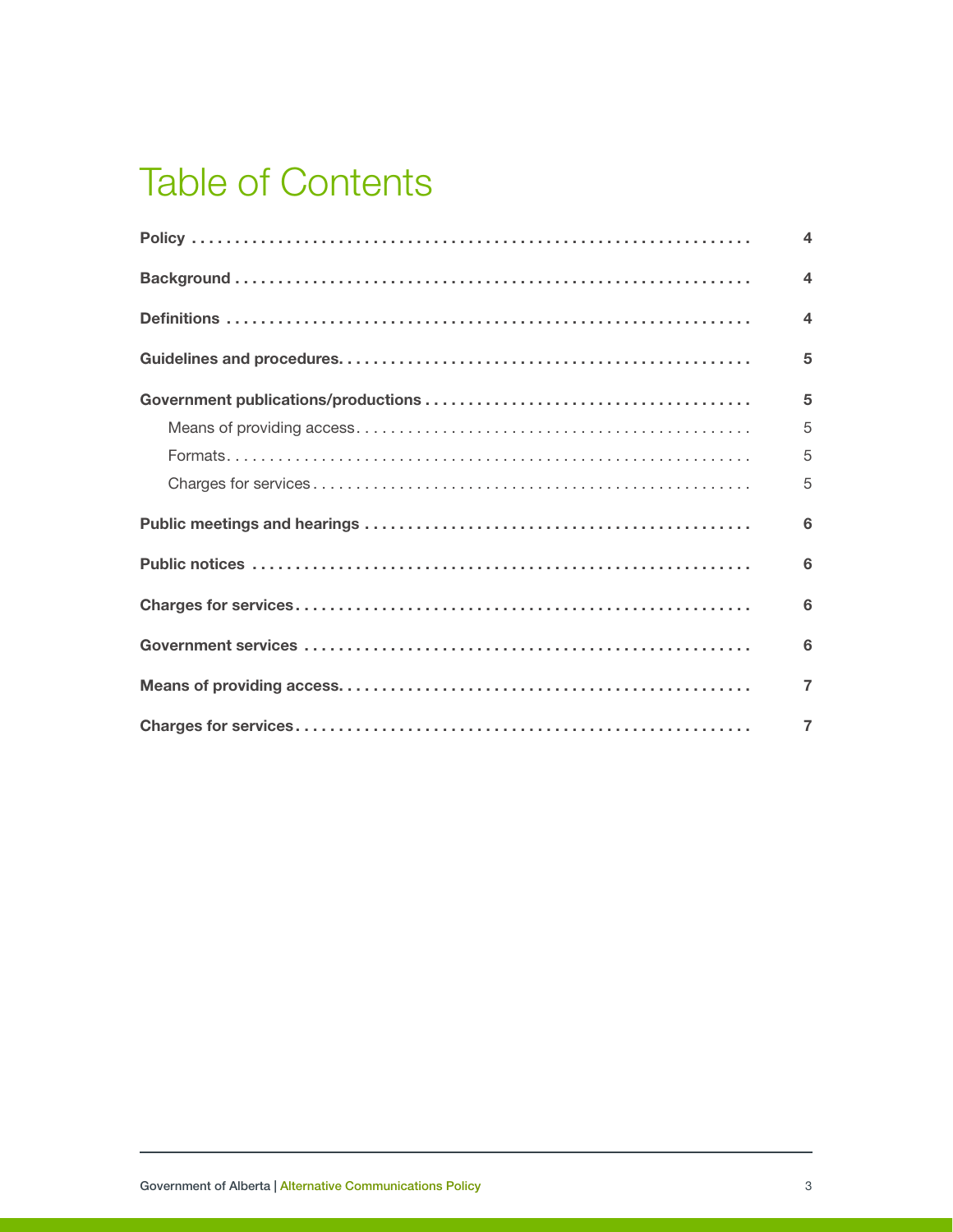# Table of Contents

**Policy** . . . . . . . . . . . . . . . . . . . . . . . . . . . . . . . . . . . . . . . . . . . . . . . . . . . . . . . . . . . . . . . 4

**Background** . . . . . . . . . . . . . . . . . . . . . . . . . . . . . . . . . . . . . . . . . . . . . . . . . . . . . . . . . . . 4

**Definitions** . . . . . . . . . . . . . . . . . . . . . . . . . . . . . . . . . . . . . . . . . . . . . . . . . . . . . . . . . . . . 4

**Guidelines and procedures** . . . . . . . . . . . . . . . . . . . . . . . . . . . . . . . . . . . . . . . . . . . . . . 5

**Government publications/productions** . . . . . . . . . . . . . . . . . . . . . . . . . . . . . . . . . . . . 5

- Means of providing access . . . . . . . . . . . . . . . . . . . . . . . . . . . . . . . . . . . . . . . . . . . . . 5
- Formats . . . . . . . . . . . . . . . . . . . . . . . . . . . . . . . . . . . . . . . . . . . . . . . . . . . . . . . . . . . . 5
- Charges for services . . . . . . . . . . . . . . . . . . . . . . . . . . . . . . . . . . . . . . . . . . . . . . . . . . 5

**Public meetings and hearings** . . . . . . . . . . . . . . . . . . . . . . . . . . . . . . . . . . . . . . . . . . . 6

**Public notices** . . . . . . . . . . . . . . . . . . . . . . . . . . . . . . . . . . . . . . . . . . . . . . . . . . . . . . . . . 6

**Charges for services** . . . . . . . . . . . . . . . . . . . . . . . . . . . . . . . . . . . . . . . . . . . . . . . . . . . 6

**Government services** . . . . . . . . . . . . . . . . . . . . . . . . . . . . . . . . . . . . . . . . . . . . . . . . . . . 6

**Means of providing access** . . . . . . . . . . . . . . . . . . . . . . . . . . . . . . . . . . . . . . . . . . . . . . 7

**Charges for services** . . . . . . . . . . . . . . . . . . . . . . . . . . . . . . . . . . . . . . . . . . . . . . . . . . . 7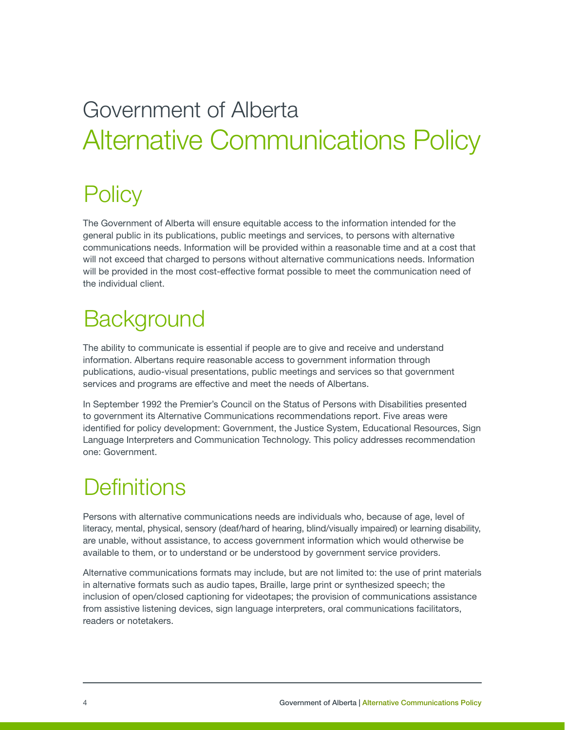# Government of Alberta
# Alternative Communications Policy

## Policy

The Government of Alberta will ensure equitable access to the information intended for the general public in its publications, public meetings and services, to persons with alternative communications needs. Information will be provided within a reasonable time and at a cost that will not exceed that charged to persons without alternative communications needs. Information will be provided in the most cost-effective format possible to meet the communication need of the individual client.

## Background

The ability to communicate is essential if people are to give and receive and understand information. Albertans require reasonable access to government information through publications, audio-visual presentations, public meetings and services so that government services and programs are effective and meet the needs of Albertans.

In September 1992 the Premier's Council on the Status of Persons with Disabilities presented to government its Alternative Communications recommendations report. Five areas were identified for policy development: Government, the Justice System, Educational Resources, Sign Language Interpreters and Communication Technology. This policy addresses recommendation one: Government.

## Definitions

Persons with alternative communications needs are individuals who, because of age, level of literacy, mental, physical, sensory (deaf/hard of hearing, blind/visually impaired) or learning disability, are unable, without assistance, to access government information which would otherwise be available to them, or to understand or be understood by government service providers.

Alternative communications formats may include, but are not limited to: the use of print materials in alternative formats such as audio tapes, Braille, large print or synthesized speech; the inclusion of open/closed captioning for videotapes; the provision of communications assistance from assistive listening devices, sign language interpreters, oral communications facilitators, readers or notetakers.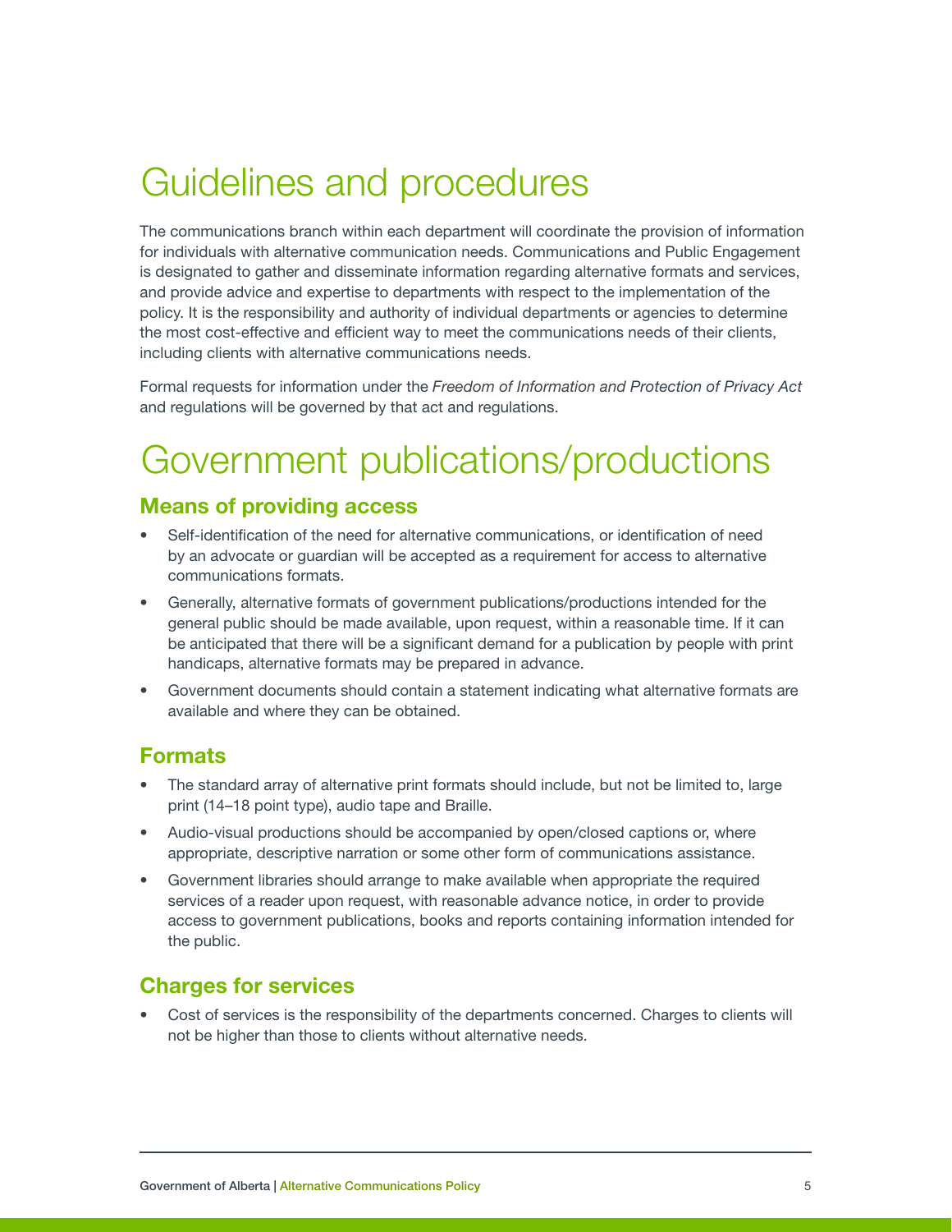# Guidelines and procedures

The communications branch within each department will coordinate the provision of information for individuals with alternative communication needs. Communications and Public Engagement is designated to gather and disseminate information regarding alternative formats and services, and provide advice and expertise to departments with respect to the implementation of the policy. It is the responsibility and authority of individual departments or agencies to determine the most cost-effective and efficient way to meet the communications needs of their clients, including clients with alternative communications needs.

Formal requests for information under the *Freedom of Information and Protection of Privacy Act* and regulations will be governed by that act and regulations.

# Government publications/productions

## Means of providing access

- Self-identification of the need for alternative communications, or identification of need by an advocate or guardian will be accepted as a requirement for access to alternative communications formats.
- Generally, alternative formats of government publications/productions intended for the general public should be made available, upon request, within a reasonable time. If it can be anticipated that there will be a significant demand for a publication by people with print handicaps, alternative formats may be prepared in advance.
- Government documents should contain a statement indicating what alternative formats are available and where they can be obtained.

## Formats

- The standard array of alternative print formats should include, but not be limited to, large print (14–18 point type), audio tape and Braille.
- Audio-visual productions should be accompanied by open/closed captions or, where appropriate, descriptive narration or some other form of communications assistance.
- Government libraries should arrange to make available when appropriate the required services of a reader upon request, with reasonable advance notice, in order to provide access to government publications, books and reports containing information intended for the public.

## Charges for services

- Cost of services is the responsibility of the departments concerned. Charges to clients will not be higher than those to clients without alternative needs.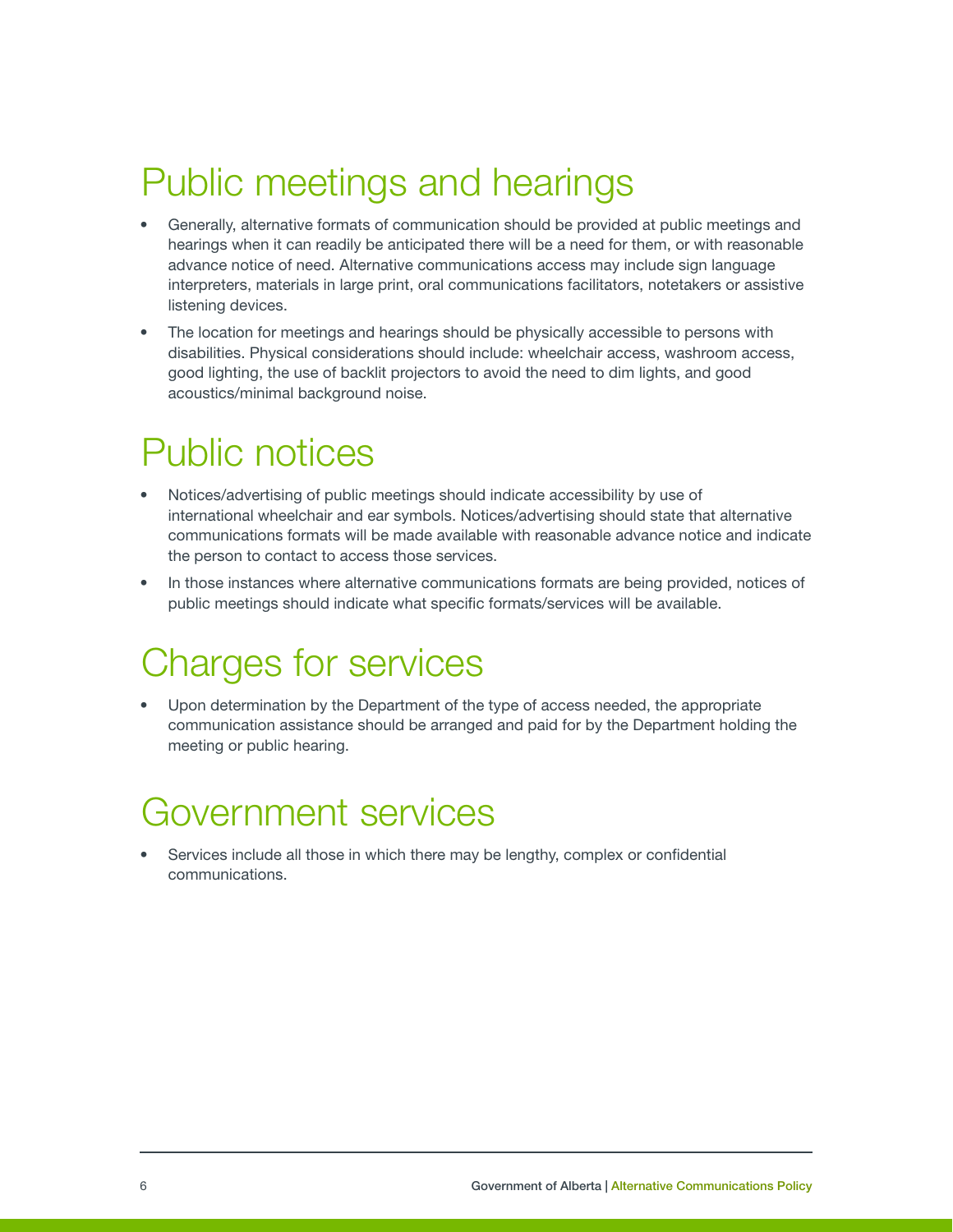## Public meetings and hearings

- Generally, alternative formats of communication should be provided at public meetings and hearings when it can readily be anticipated there will be a need for them, or with reasonable advance notice of need. Alternative communications access may include sign language interpreters, materials in large print, oral communications facilitators, notetakers or assistive listening devices.
- The location for meetings and hearings should be physically accessible to persons with disabilities. Physical considerations should include: wheelchair access, washroom access, good lighting, the use of backlit projectors to avoid the need to dim lights, and good acoustics/minimal background noise.

## Public notices

- Notices/advertising of public meetings should indicate accessibility by use of international wheelchair and ear symbols. Notices/advertising should state that alternative communications formats will be made available with reasonable advance notice and indicate the person to contact to access those services.
- In those instances where alternative communications formats are being provided, notices of public meetings should indicate what specific formats/services will be available.

## Charges for services

- Upon determination by the Department of the type of access needed, the appropriate communication assistance should be arranged and paid for by the Department holding the meeting or public hearing.

## Government services

- Services include all those in which there may be lengthy, complex or confidential communications.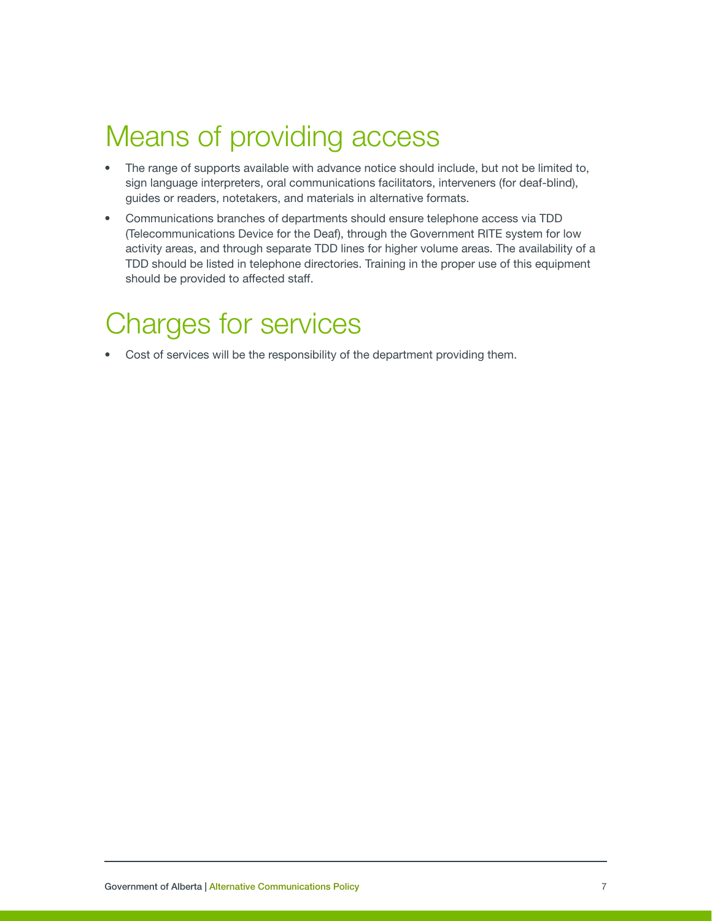# Means of providing access

- The range of supports available with advance notice should include, but not be limited to, sign language interpreters, oral communications facilitators, interveners (for deaf-blind), guides or readers, notetakers, and materials in alternative formats.
- Communications branches of departments should ensure telephone access via TDD (Telecommunications Device for the Deaf), through the Government RITE system for low activity areas, and through separate TDD lines for higher volume areas. The availability of a TDD should be listed in telephone directories. Training in the proper use of this equipment should be provided to affected staff.

# Charges for services

- Cost of services will be the responsibility of the department providing them.